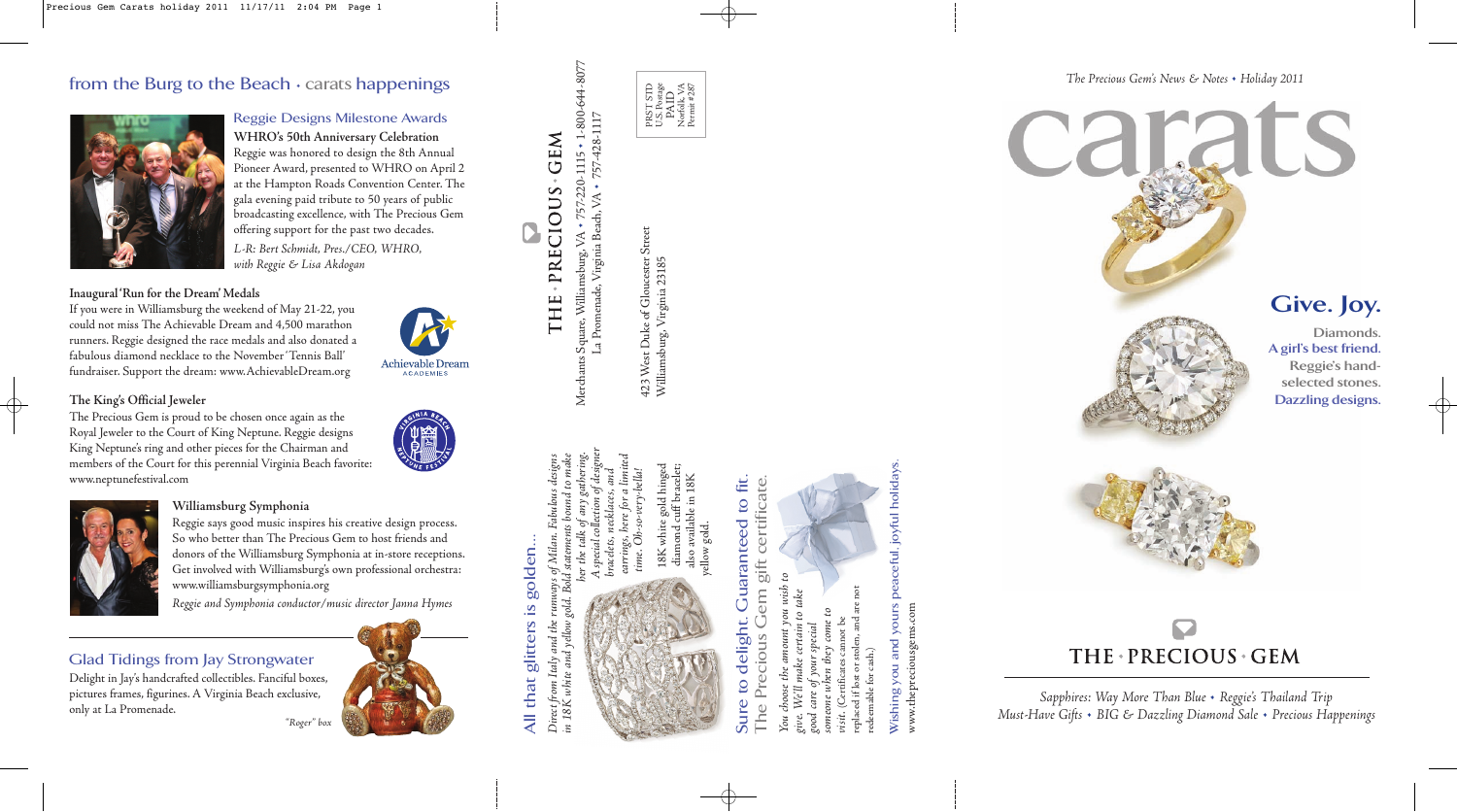## from the Burg to the Beach • carats happenings

### Reggie Designs Milestone Awards

**WHRO's 50th Anniversary Celebration**

Reggie was honored to design the 8th Annual Pioneer Award, presented to WHRO on April 2 at the Hampton Roads Convention Center. The gala evening paid tribute to 50 years of public broadcasting excellence, with The Precious Gem offering support for the past two decades.

*L-R: Bert Schmidt, Pres./CEO, WHRO, with Reggie & Lisa Akdogan*

**Inaugural 'Run for the Dream' Medals**

If you were in Williamsburg the weekend of May 21-22, you could not miss The Achievable Dream and 4,500 marathon runners. Reggie designed the race medals and also donated a fabulous diamond necklace to the November 'Tennis Ball' fundraiser. Support the dream: www.AchievableDream.org

**The King's Official Jeweler**

The Precious Gem is proud to be chosen once again as the Royal Jeweler to the Court of King Neptune. Reggie designs King Neptune's ring and other pieces for the Chairman and members of the Court for this perennial Virginia Beach favorite: www.neptunefestival.com

**Williamsburg Symphonia**

Reggie says good music inspires his creative design process. So who better than The Precious Gem to host friends and donors of the Williamsburg Symphonia at in-store receptions. Get involved with Williamsburg's own professional orchestra: www.williamsburgsymphonia.org

*Reggie and Symphonia conductor/music director Janna Hymes*

### Glad Tidings from Jay Strongwater

Delight in Jay's handcrafted collectibles. Fanciful boxes, pictures frames, figurines. A Virginia Beach exclusive, only at La Promenade.

*"Roger" box*

---

### All that glitters is golden...

*Direct from Italy and the runways of Milan. Fabulous designs in 18K white and yellow gold. Bold statements bound to make her the talk of any gathering. A special collection of designer bracelets, necklaces, and earrings, here for a limited time. Oh-so-very-bella!*

18K white gold hinged diamond cuff bracelet; also available in 18K yellow gold.

### Sure to delight. Guaranteed to fit. The Precious Gem gift certificate.

*You choose the amount you wish to give. We'll make certain to take good care of your special someone when they come to visit. (Certificates cannot be replaced if lost or stolen, and are not redeemable for cash.)*

Wishing you and yours peaceful, joyful holidays.

www.thepreciousgems.com

---

**THE • PRECIOUS • GEM**

Merchants Square, Williamsburg, VA • 757-220-1115 • 1-800-644-8077
La Promenade, Virginia Beach, VA • 757-428-1117

423 West Duke of Gloucester Street
Williamsburg, Virginia 23185

PRST STD
U.S. Postage
PAID
Norfolk, VA
Permit #287

---

*The Precious Gem's News & Notes • Holiday 2011*

# carats

## Give. Joy.

Diamonds.
A girl's best friend.
Reggie's hand-selected stones.
Dazzling designs.

**THE • PRECIOUS • GEM**

*Sapphires: Way More Than Blue • Reggie's Thailand Trip*
*Must-Have Gifts • BIG & Dazzling Diamond Sale • Precious Happenings*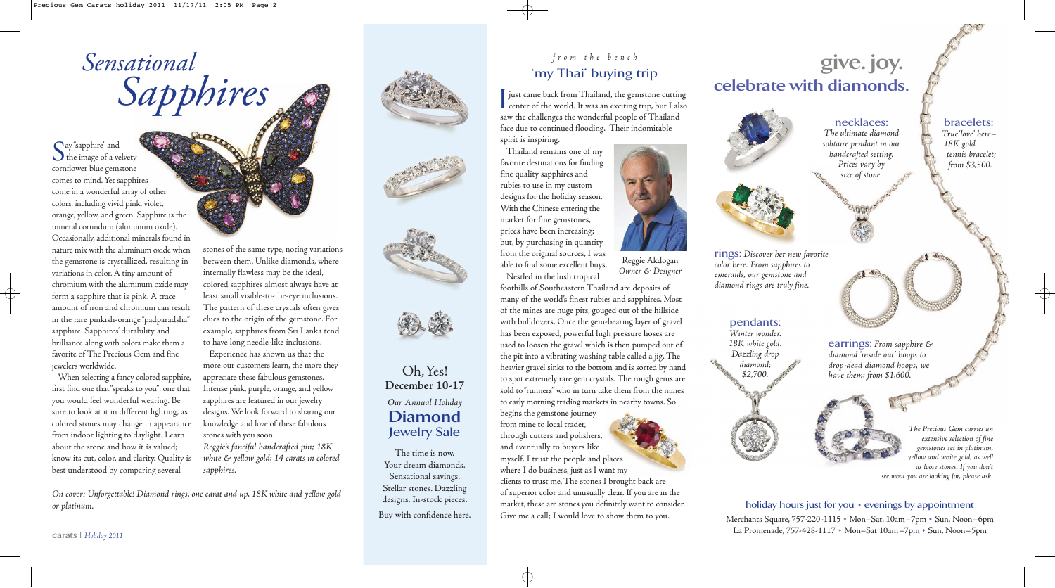# Sensational Sapphires

Say "sapphire" and the image of a velvety cornflower blue gemstone comes to mind. Yet sapphires come in a wonderful array of other colors, including vivid pink, violet, orange, yellow, and green. Sapphire is the mineral corundum (aluminum oxide). Occasionally, additional minerals found in nature mix with the aluminum oxide when the gemstone is crystallized, resulting in variations in color. A tiny amount of chromium with the aluminum oxide may form a sapphire that is pink. A trace amount of iron and chromium can result in the rare pinkish-orange "padparadsha" sapphire. Sapphires' durability and brilliance along with colors make them a favorite of The Precious Gem and fine jewelers worldwide.

When selecting a fancy colored sapphire, first find one that "speaks to you"; one that you would feel wonderful wearing. Be sure to look at it in different lighting, as colored stones may change in appearance from indoor lighting to daylight. Learn about the stone and how it is valued; know its cut, color, and clarity. Quality is best understood by comparing several stones of the same type, noting variations between them. Unlike diamonds, where internally flawless may be the ideal, colored sapphires almost always have at least small visible-to-the-eye inclusions. The pattern of these crystals often gives clues to the origin of the gemstone. For example, sapphires from Sri Lanka tend to have long needle-like inclusions.

Experience has shown us that the more our customers learn, the more they appreciate these fabulous gemstones. Intense pink, purple, orange, and yellow sapphires are featured in our jewelry designs. We look forward to sharing our knowledge and love of these fabulous stones with you soon.

*Reggie's fanciful handcrafted pin; 18K white & yellow gold; 14 carats in colored sapphires.*

*On cover: Unforgettable! Diamond rings, one carat and up, 18K white and yellow gold or platinum.*

Oh, Yes!
**December 10-17**

*Our Annual Holiday*
## Diamond Jewelry Sale

The time is now.
Your dream diamonds.
Sensational savings.
Stellar stones. Dazzling designs. In-stock pieces.

Buy with confidence here.

*from the bench*

## 'my Thai' buying trip

I just came back from Thailand, the gemstone cutting center of the world. It was an exciting trip, but I also saw the challenges the wonderful people of Thailand face due to continued flooding. Their indomitable spirit is inspiring.

Thailand remains one of my favorite destinations for finding fine quality sapphires and rubies to use in my custom designs for the holiday season. With the Chinese entering the market for fine gemstones, prices have been increasing; but, by purchasing in quantity from the original sources, I was able to find some excellent buys.

Reggie Akdogan
*Owner & Designer*

Nestled in the lush tropical foothills of Southeastern Thailand are deposits of many of the world's finest rubies and sapphires. Most of the mines are huge pits, gouged out of the hillside with bulldozers. Once the gem-bearing layer of gravel has been exposed, powerful high pressure hoses are used to loosen the gravel which is then pumped out of the pit into a vibrating washing table called a jig. The heavier gravel sinks to the bottom and is sorted by hand to spot extremely rare gem crystals. The rough gems are sold to "runners" who in turn take them from the mines to early morning trading markets in nearby towns. So begins the gemstone journey from mine to local trader, through cutters and polishers, and eventually to buyers like myself. I trust the people and places where I do business, just as I want my clients to trust me. The stones I brought back are of superior color and unusually clear. If you are in the market, these are stones you definitely want to consider. Give me a call; I would love to show them to you.

# give. joy.
## celebrate with diamonds.

**necklaces:** *The ultimate diamond solitaire pendant in our handcrafted setting. Prices vary by size of stone.*

**bracelets:** *True 'love' here– 18K gold tennis bracelet; from $3,500.*

**rings:** *Discover her new favorite color here. From sapphires to emeralds, our gemstone and diamond rings are truly fine.*

**pendants:** *Winter wonder. 18K white gold. Dazzling drop diamond; $2,700.*

**earrings:** *From sapphire & diamond 'inside out' hoops to drop-dead diamond hoops, we have them; from $1,600.*

*The Precious Gem carries an extensive selection of fine gemstones set in platinum, yellow and white gold, as well as loose stones. If you don't see what you are looking for, please ask.*

**holiday hours just for you • evenings by appointment**

Merchants Square, 757-220-1115 • Mon–Sat, 10am–7pm • Sun, Noon–6pm
La Promenade, 757-428-1117 • Mon–Sat 10am–7pm • Sun, Noon–5pm